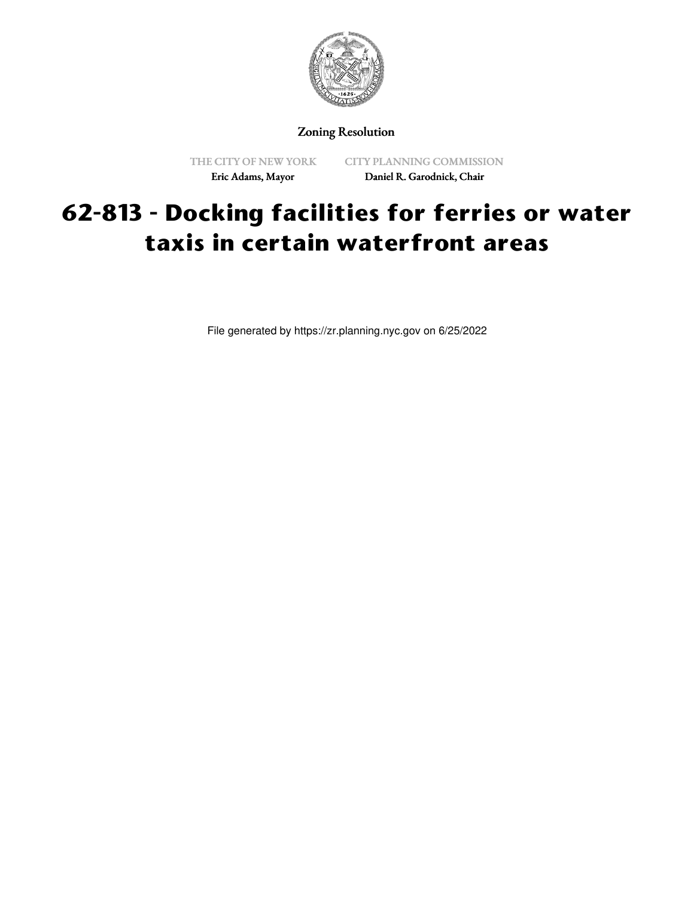Zoning Resolution

THE CITY OF NEW YORK
Eric Adams, Mayor

CITY PLANNING COMMISSION
Daniel R. Garodnick, Chair

# 62-813 - Docking facilities for ferries or water taxis in certain waterfront areas

File generated by https://zr.planning.nyc.gov on 6/25/2022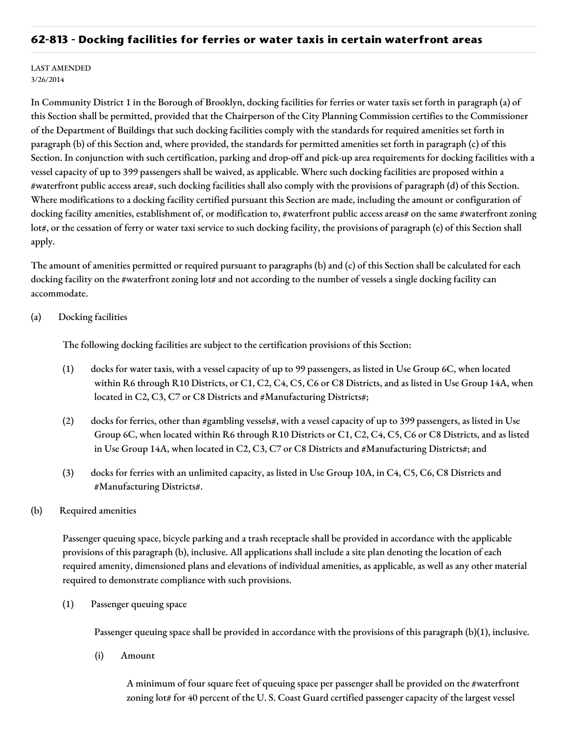## 62-813 - Docking facilities for ferries or water taxis in certain waterfront areas

LAST AMENDED
3/26/2014

In Community District 1 in the Borough of Brooklyn, docking facilities for ferries or water taxis set forth in paragraph (a) of this Section shall be permitted, provided that the Chairperson of the City Planning Commission certifies to the Commissioner of the Department of Buildings that such docking facilities comply with the standards for required amenities set forth in paragraph (b) of this Section and, where provided, the standards for permitted amenities set forth in paragraph (c) of this Section. In conjunction with such certification, parking and drop-off and pick-up area requirements for docking facilities with a vessel capacity of up to 399 passengers shall be waived, as applicable. Where such docking facilities are proposed within a #waterfront public access area#, such docking facilities shall also comply with the provisions of paragraph (d) of this Section. Where modifications to a docking facility certified pursuant this Section are made, including the amount or configuration of docking facility amenities, establishment of, or modification to, #waterfront public access areas# on the same #waterfront zoning lot#, or the cessation of ferry or water taxi service to such docking facility, the provisions of paragraph (e) of this Section shall apply.

The amount of amenities permitted or required pursuant to paragraphs (b) and (c) of this Section shall be calculated for each docking facility on the #waterfront zoning lot# and not according to the number of vessels a single docking facility can accommodate.

(a) Docking facilities

The following docking facilities are subject to the certification provisions of this Section:

(1) docks for water taxis, with a vessel capacity of up to 99 passengers, as listed in Use Group 6C, when located within R6 through R10 Districts, or C1, C2, C4, C5, C6 or C8 Districts, and as listed in Use Group 14A, when located in C2, C3, C7 or C8 Districts and #Manufacturing Districts#;

(2) docks for ferries, other than #gambling vessels#, with a vessel capacity of up to 399 passengers, as listed in Use Group 6C, when located within R6 through R10 Districts or C1, C2, C4, C5, C6 or C8 Districts, and as listed in Use Group 14A, when located in C2, C3, C7 or C8 Districts and #Manufacturing Districts#; and

(3) docks for ferries with an unlimited capacity, as listed in Use Group 10A, in C4, C5, C6, C8 Districts and #Manufacturing Districts#.

(b) Required amenities

Passenger queuing space, bicycle parking and a trash receptacle shall be provided in accordance with the applicable provisions of this paragraph (b), inclusive. All applications shall include a site plan denoting the location of each required amenity, dimensioned plans and elevations of individual amenities, as applicable, as well as any other material required to demonstrate compliance with such provisions.

(1) Passenger queuing space

Passenger queuing space shall be provided in accordance with the provisions of this paragraph (b)(1), inclusive.

(i) Amount

A minimum of four square feet of queuing space per passenger shall be provided on the #waterfront zoning lot# for 40 percent of the U. S. Coast Guard certified passenger capacity of the largest vessel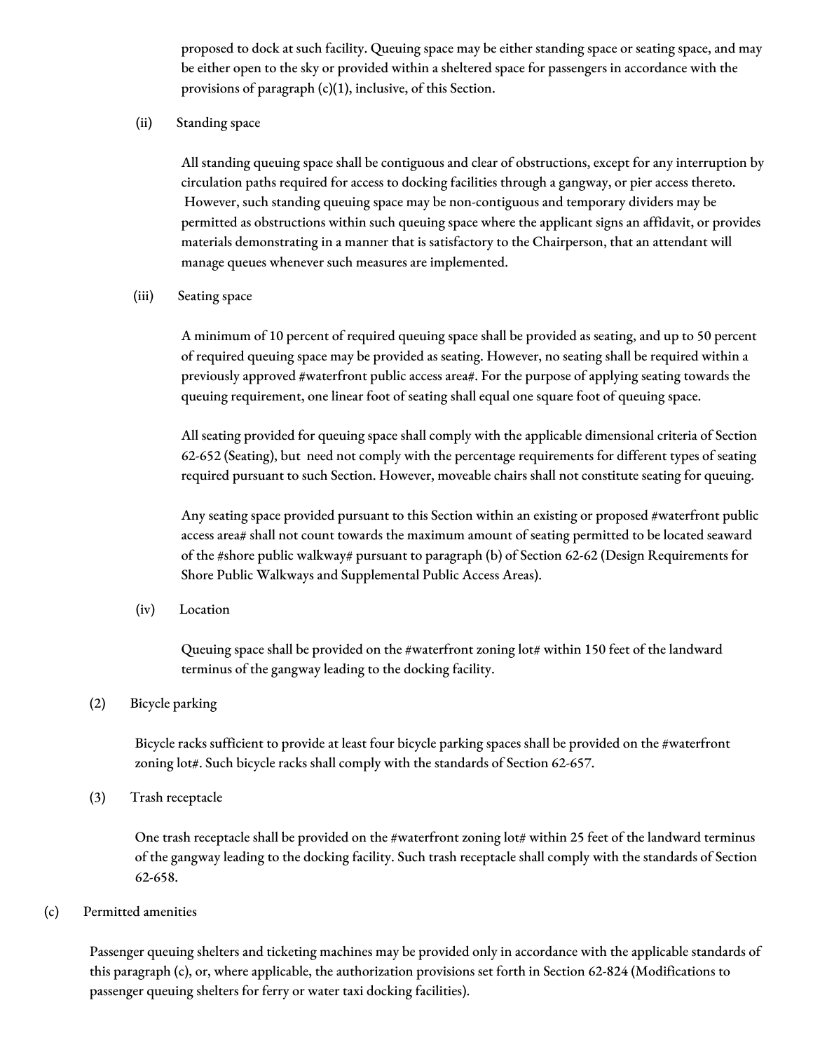proposed to dock at such facility. Queuing space may be either standing space or seating space, and may be either open to the sky or provided within a sheltered space for passengers in accordance with the provisions of paragraph (c)(1), inclusive, of this Section.

(ii) Standing space

All standing queuing space shall be contiguous and clear of obstructions, except for any interruption by circulation paths required for access to docking facilities through a gangway, or pier access thereto. However, such standing queuing space may be non-contiguous and temporary dividers may be permitted as obstructions within such queuing space where the applicant signs an affidavit, or provides materials demonstrating in a manner that is satisfactory to the Chairperson, that an attendant will manage queues whenever such measures are implemented.

(iii) Seating space

A minimum of 10 percent of required queuing space shall be provided as seating, and up to 50 percent of required queuing space may be provided as seating. However, no seating shall be required within a previously approved #waterfront public access area#. For the purpose of applying seating towards the queuing requirement, one linear foot of seating shall equal one square foot of queuing space.

All seating provided for queuing space shall comply with the applicable dimensional criteria of Section 62-652 (Seating), but need not comply with the percentage requirements for different types of seating required pursuant to such Section. However, moveable chairs shall not constitute seating for queuing.

Any seating space provided pursuant to this Section within an existing or proposed #waterfront public access area# shall not count towards the maximum amount of seating permitted to be located seaward of the #shore public walkway# pursuant to paragraph (b) of Section 62-62 (Design Requirements for Shore Public Walkways and Supplemental Public Access Areas).

(iv) Location

Queuing space shall be provided on the #waterfront zoning lot# within 150 feet of the landward terminus of the gangway leading to the docking facility.

(2) Bicycle parking

Bicycle racks sufficient to provide at least four bicycle parking spaces shall be provided on the #waterfront zoning lot#. Such bicycle racks shall comply with the standards of Section 62-657.

(3) Trash receptacle

One trash receptacle shall be provided on the #waterfront zoning lot# within 25 feet of the landward terminus of the gangway leading to the docking facility. Such trash receptacle shall comply with the standards of Section 62-658.

(c) Permitted amenities

Passenger queuing shelters and ticketing machines may be provided only in accordance with the applicable standards of this paragraph (c), or, where applicable, the authorization provisions set forth in Section 62-824 (Modifications to passenger queuing shelters for ferry or water taxi docking facilities).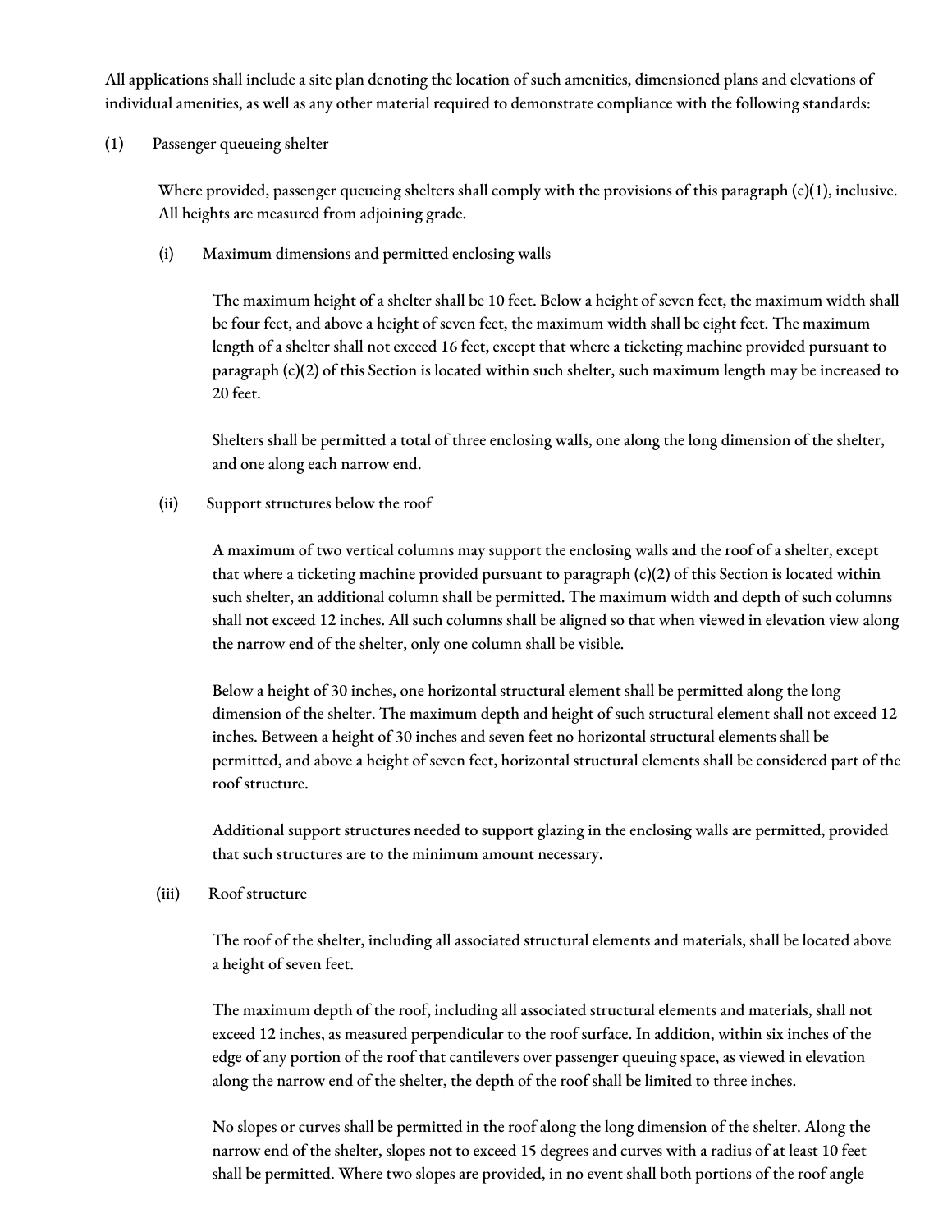All applications shall include a site plan denoting the location of such amenities, dimensioned plans and elevations of individual amenities, as well as any other material required to demonstrate compliance with the following standards:

(1) Passenger queueing shelter

Where provided, passenger queueing shelters shall comply with the provisions of this paragraph (c)(1), inclusive. All heights are measured from adjoining grade.

(i) Maximum dimensions and permitted enclosing walls

The maximum height of a shelter shall be 10 feet. Below a height of seven feet, the maximum width shall be four feet, and above a height of seven feet, the maximum width shall be eight feet. The maximum length of a shelter shall not exceed 16 feet, except that where a ticketing machine provided pursuant to paragraph (c)(2) of this Section is located within such shelter, such maximum length may be increased to 20 feet.

Shelters shall be permitted a total of three enclosing walls, one along the long dimension of the shelter, and one along each narrow end.

(ii) Support structures below the roof

A maximum of two vertical columns may support the enclosing walls and the roof of a shelter, except that where a ticketing machine provided pursuant to paragraph (c)(2) of this Section is located within such shelter, an additional column shall be permitted. The maximum width and depth of such columns shall not exceed 12 inches. All such columns shall be aligned so that when viewed in elevation view along the narrow end of the shelter, only one column shall be visible.

Below a height of 30 inches, one horizontal structural element shall be permitted along the long dimension of the shelter. The maximum depth and height of such structural element shall not exceed 12 inches. Between a height of 30 inches and seven feet no horizontal structural elements shall be permitted, and above a height of seven feet, horizontal structural elements shall be considered part of the roof structure.

Additional support structures needed to support glazing in the enclosing walls are permitted, provided that such structures are to the minimum amount necessary.

(iii) Roof structure

The roof of the shelter, including all associated structural elements and materials, shall be located above a height of seven feet.

The maximum depth of the roof, including all associated structural elements and materials, shall not exceed 12 inches, as measured perpendicular to the roof surface. In addition, within six inches of the edge of any portion of the roof that cantilevers over passenger queuing space, as viewed in elevation along the narrow end of the shelter, the depth of the roof shall be limited to three inches.

No slopes or curves shall be permitted in the roof along the long dimension of the shelter. Along the narrow end of the shelter, slopes not to exceed 15 degrees and curves with a radius of at least 10 feet shall be permitted. Where two slopes are provided, in no event shall both portions of the roof angle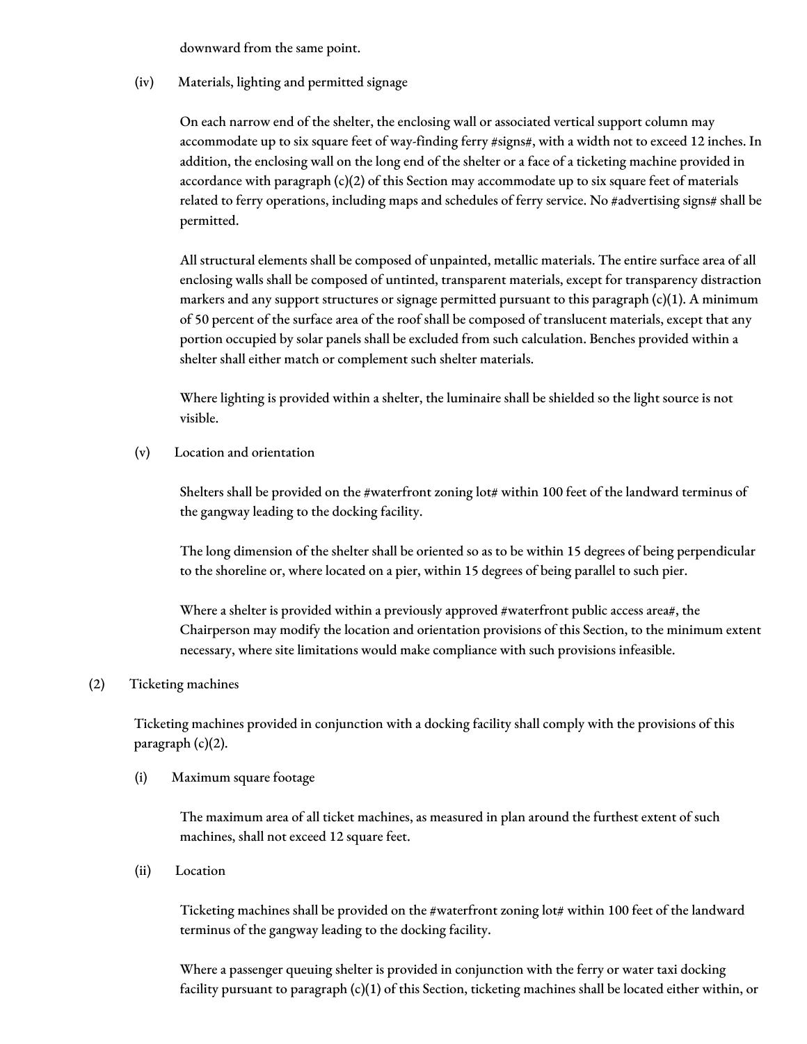downward from the same point.

(iv) Materials, lighting and permitted signage

On each narrow end of the shelter, the enclosing wall or associated vertical support column may accommodate up to six square feet of way-finding ferry #signs#, with a width not to exceed 12 inches. In addition, the enclosing wall on the long end of the shelter or a face of a ticketing machine provided in accordance with paragraph (c)(2) of this Section may accommodate up to six square feet of materials related to ferry operations, including maps and schedules of ferry service. No #advertising signs# shall be permitted.

All structural elements shall be composed of unpainted, metallic materials. The entire surface area of all enclosing walls shall be composed of untinted, transparent materials, except for transparency distraction markers and any support structures or signage permitted pursuant to this paragraph (c)(1). A minimum of 50 percent of the surface area of the roof shall be composed of translucent materials, except that any portion occupied by solar panels shall be excluded from such calculation. Benches provided within a shelter shall either match or complement such shelter materials.

Where lighting is provided within a shelter, the luminaire shall be shielded so the light source is not visible.

(v) Location and orientation

Shelters shall be provided on the #waterfront zoning lot# within 100 feet of the landward terminus of the gangway leading to the docking facility.

The long dimension of the shelter shall be oriented so as to be within 15 degrees of being perpendicular to the shoreline or, where located on a pier, within 15 degrees of being parallel to such pier.

Where a shelter is provided within a previously approved #waterfront public access area#, the Chairperson may modify the location and orientation provisions of this Section, to the minimum extent necessary, where site limitations would make compliance with such provisions infeasible.

(2) Ticketing machines

Ticketing machines provided in conjunction with a docking facility shall comply with the provisions of this paragraph (c)(2).

(i) Maximum square footage

The maximum area of all ticket machines, as measured in plan around the furthest extent of such machines, shall not exceed 12 square feet.

(ii) Location

Ticketing machines shall be provided on the #waterfront zoning lot# within 100 feet of the landward terminus of the gangway leading to the docking facility.

Where a passenger queuing shelter is provided in conjunction with the ferry or water taxi docking facility pursuant to paragraph (c)(1) of this Section, ticketing machines shall be located either within, or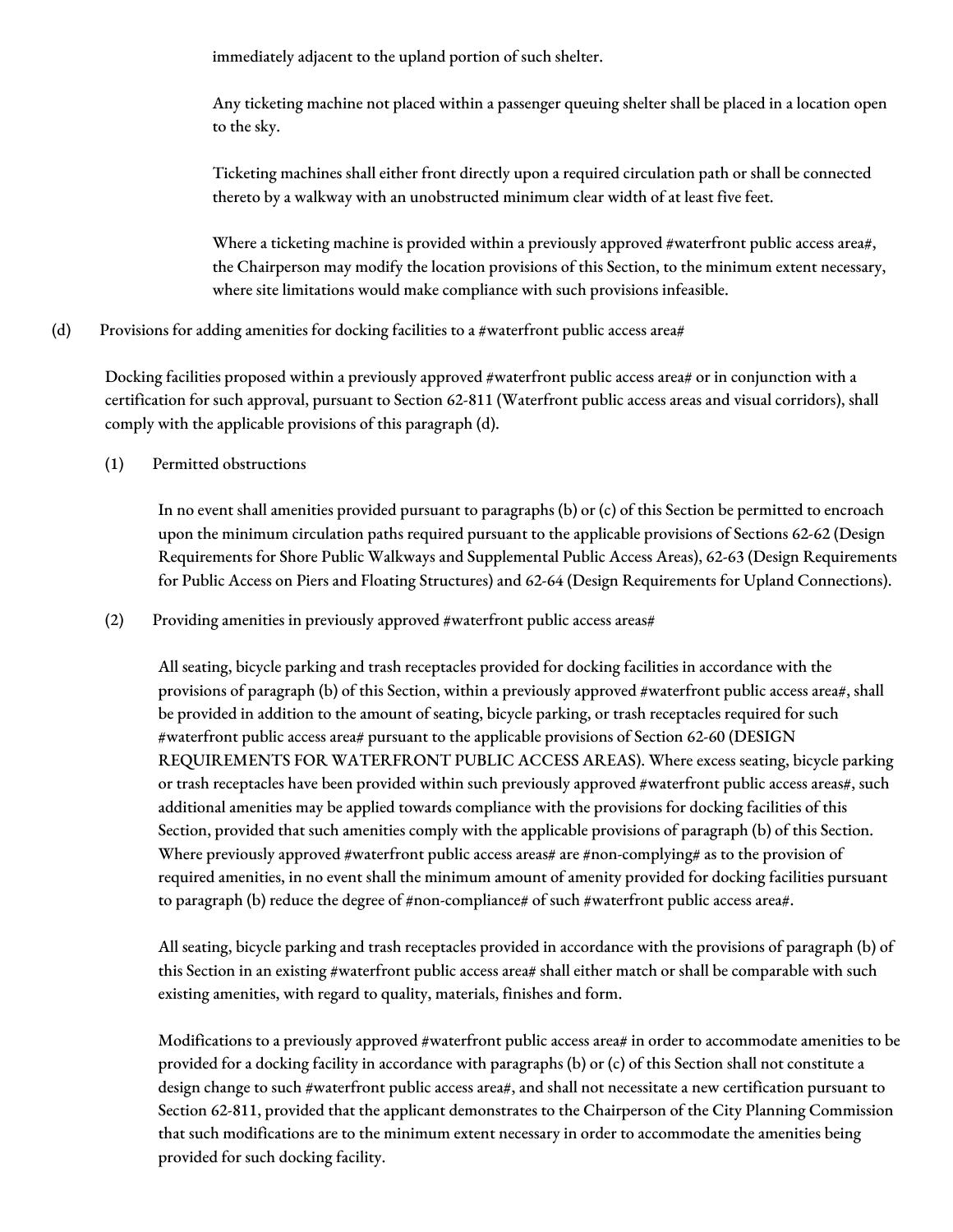immediately adjacent to the upland portion of such shelter.

Any ticketing machine not placed within a passenger queuing shelter shall be placed in a location open to the sky.

Ticketing machines shall either front directly upon a required circulation path or shall be connected thereto by a walkway with an unobstructed minimum clear width of at least five feet.

Where a ticketing machine is provided within a previously approved #waterfront public access area#, the Chairperson may modify the location provisions of this Section, to the minimum extent necessary, where site limitations would make compliance with such provisions infeasible.

(d) Provisions for adding amenities for docking facilities to a #waterfront public access area#

Docking facilities proposed within a previously approved #waterfront public access area# or in conjunction with a certification for such approval, pursuant to Section 62-811 (Waterfront public access areas and visual corridors), shall comply with the applicable provisions of this paragraph (d).

(1) Permitted obstructions

In no event shall amenities provided pursuant to paragraphs (b) or (c) of this Section be permitted to encroach upon the minimum circulation paths required pursuant to the applicable provisions of Sections 62-62 (Design Requirements for Shore Public Walkways and Supplemental Public Access Areas), 62-63 (Design Requirements for Public Access on Piers and Floating Structures) and 62-64 (Design Requirements for Upland Connections).

(2) Providing amenities in previously approved #waterfront public access areas#

All seating, bicycle parking and trash receptacles provided for docking facilities in accordance with the provisions of paragraph (b) of this Section, within a previously approved #waterfront public access area#, shall be provided in addition to the amount of seating, bicycle parking, or trash receptacles required for such #waterfront public access area# pursuant to the applicable provisions of Section 62-60 (DESIGN REQUIREMENTS FOR WATERFRONT PUBLIC ACCESS AREAS). Where excess seating, bicycle parking or trash receptacles have been provided within such previously approved #waterfront public access areas#, such additional amenities may be applied towards compliance with the provisions for docking facilities of this Section, provided that such amenities comply with the applicable provisions of paragraph (b) of this Section. Where previously approved #waterfront public access areas# are #non-complying# as to the provision of required amenities, in no event shall the minimum amount of amenity provided for docking facilities pursuant to paragraph (b) reduce the degree of #non-compliance# of such #waterfront public access area#.

All seating, bicycle parking and trash receptacles provided in accordance with the provisions of paragraph (b) of this Section in an existing #waterfront public access area# shall either match or shall be comparable with such existing amenities, with regard to quality, materials, finishes and form.

Modifications to a previously approved #waterfront public access area# in order to accommodate amenities to be provided for a docking facility in accordance with paragraphs (b) or (c) of this Section shall not constitute a design change to such #waterfront public access area#, and shall not necessitate a new certification pursuant to Section 62-811, provided that the applicant demonstrates to the Chairperson of the City Planning Commission that such modifications are to the minimum extent necessary in order to accommodate the amenities being provided for such docking facility.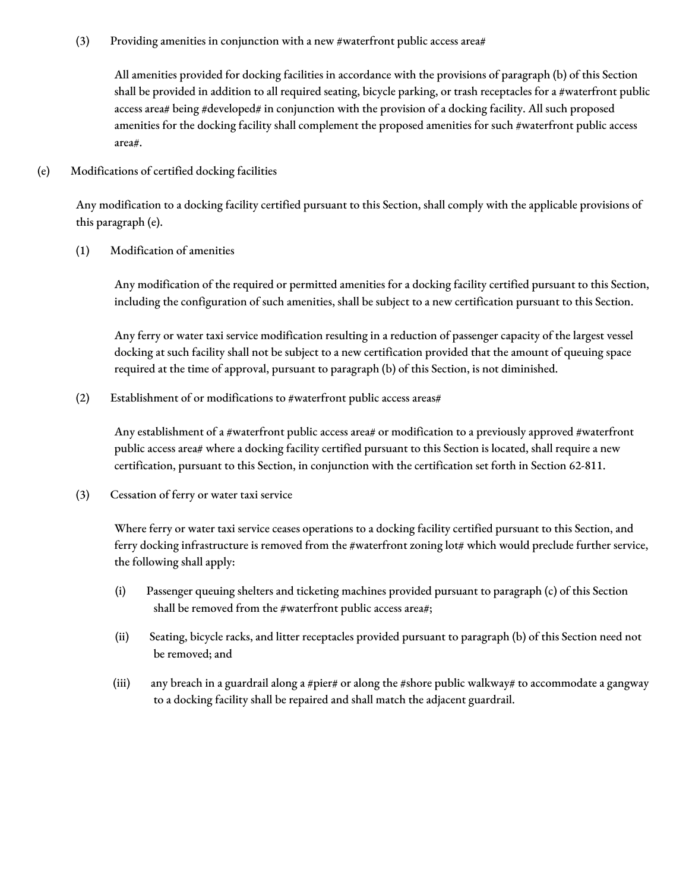(3) Providing amenities in conjunction with a new #waterfront public access area#

All amenities provided for docking facilities in accordance with the provisions of paragraph (b) of this Section shall be provided in addition to all required seating, bicycle parking, or trash receptacles for a #waterfront public access area# being #developed# in conjunction with the provision of a docking facility. All such proposed amenities for the docking facility shall complement the proposed amenities for such #waterfront public access area#.

(e) Modifications of certified docking facilities

Any modification to a docking facility certified pursuant to this Section, shall comply with the applicable provisions of this paragraph (e).

(1) Modification of amenities

Any modification of the required or permitted amenities for a docking facility certified pursuant to this Section, including the configuration of such amenities, shall be subject to a new certification pursuant to this Section.

Any ferry or water taxi service modification resulting in a reduction of passenger capacity of the largest vessel docking at such facility shall not be subject to a new certification provided that the amount of queuing space required at the time of approval, pursuant to paragraph (b) of this Section, is not diminished.

(2) Establishment of or modifications to #waterfront public access areas#

Any establishment of a #waterfront public access area# or modification to a previously approved #waterfront public access area# where a docking facility certified pursuant to this Section is located, shall require a new certification, pursuant to this Section, in conjunction with the certification set forth in Section 62-811.

(3) Cessation of ferry or water taxi service

Where ferry or water taxi service ceases operations to a docking facility certified pursuant to this Section, and ferry docking infrastructure is removed from the #waterfront zoning lot# which would preclude further service, the following shall apply:

(i) Passenger queuing shelters and ticketing machines provided pursuant to paragraph (c) of this Section shall be removed from the #waterfront public access area#;

(ii) Seating, bicycle racks, and litter receptacles provided pursuant to paragraph (b) of this Section need not be removed; and

(iii) any breach in a guardrail along a #pier# or along the #shore public walkway# to accommodate a gangway to a docking facility shall be repaired and shall match the adjacent guardrail.